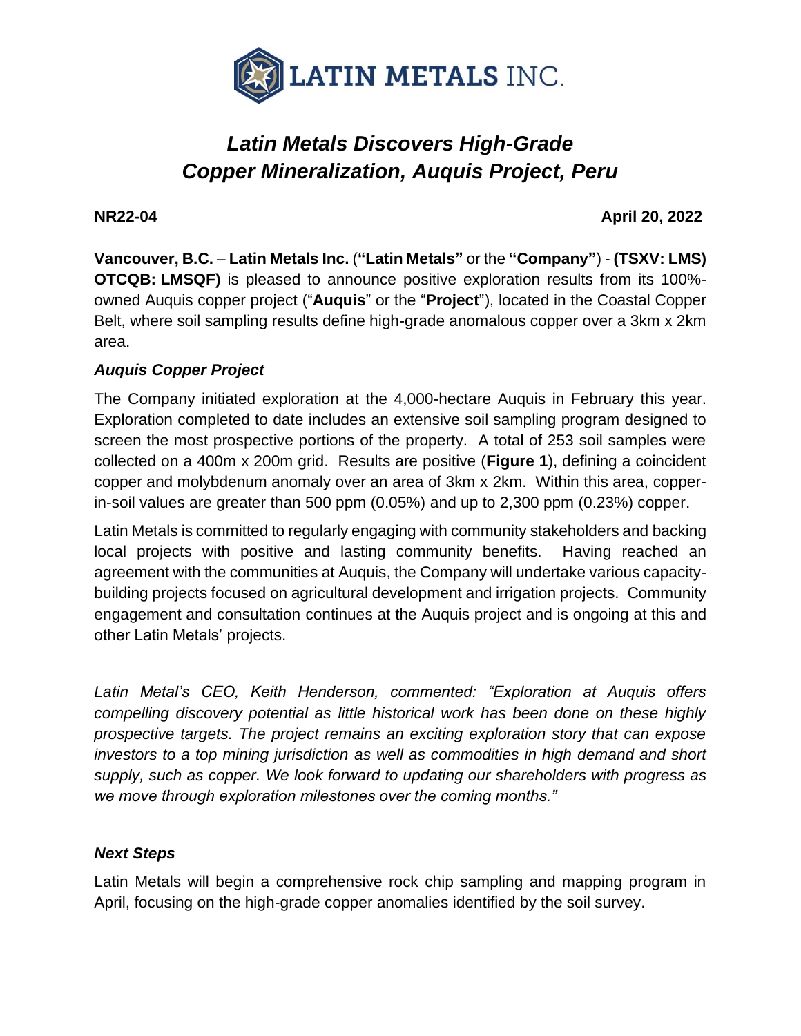**LATIN METALS INC.**

# *Latin Metals Discovers High-Grade Copper Mineralization, Auquis Project, Peru*

**NR22-04** **April 20, 2022**

**Vancouver, B.C.** – **Latin Metals Inc.** (**"Latin Metals"** or the **"Company"**) - **(TSXV: LMS) OTCQB: LMSQF)** is pleased to announce positive exploration results from its 100%-owned Auquis copper project ("**Auquis**" or the "**Project**"), located in the Coastal Copper Belt, where soil sampling results define high-grade anomalous copper over a 3km x 2km area.

### *Auquis Copper Project*

The Company initiated exploration at the 4,000-hectare Auquis in February this year. Exploration completed to date includes an extensive soil sampling program designed to screen the most prospective portions of the property. A total of 253 soil samples were collected on a 400m x 200m grid. Results are positive (**Figure 1**), defining a coincident copper and molybdenum anomaly over an area of 3km x 2km. Within this area, copper-in-soil values are greater than 500 ppm (0.05%) and up to 2,300 ppm (0.23%) copper.

Latin Metals is committed to regularly engaging with community stakeholders and backing local projects with positive and lasting community benefits. Having reached an agreement with the communities at Auquis, the Company will undertake various capacity-building projects focused on agricultural development and irrigation projects. Community engagement and consultation continues at the Auquis project and is ongoing at this and other Latin Metals' projects.

*Latin Metal's CEO, Keith Henderson, commented: "Exploration at Auquis offers compelling discovery potential as little historical work has been done on these highly prospective targets. The project remains an exciting exploration story that can expose investors to a top mining jurisdiction as well as commodities in high demand and short supply, such as copper. We look forward to updating our shareholders with progress as we move through exploration milestones over the coming months."*

### *Next Steps*

Latin Metals will begin a comprehensive rock chip sampling and mapping program in April, focusing on the high-grade copper anomalies identified by the soil survey.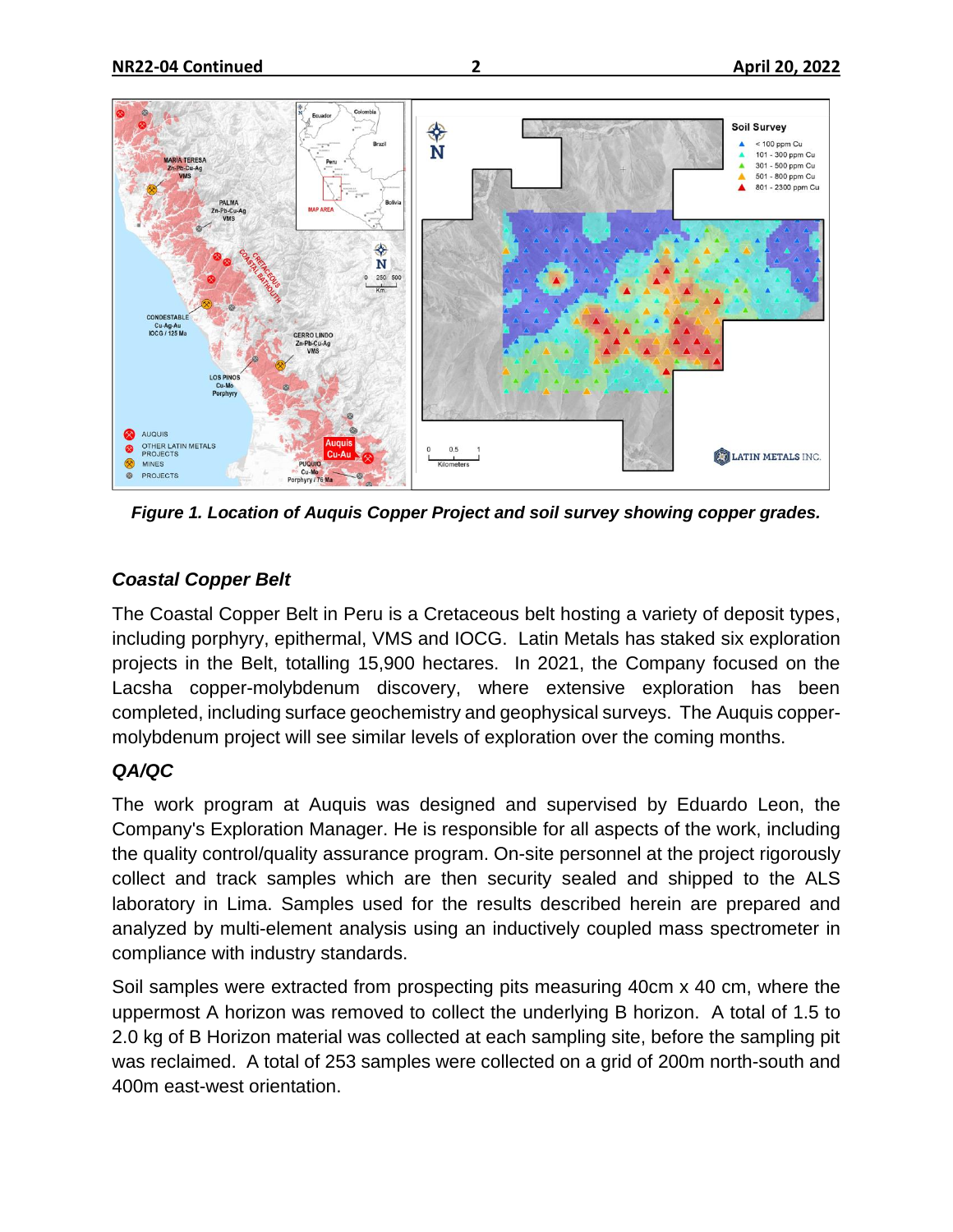*Figure 1. Location of Auquis Copper Project and soil survey showing copper grades.*

### *Coastal Copper Belt*

The Coastal Copper Belt in Peru is a Cretaceous belt hosting a variety of deposit types, including porphyry, epithermal, VMS and IOCG. Latin Metals has staked six exploration projects in the Belt, totalling 15,900 hectares. In 2021, the Company focused on the Lacsha copper-molybdenum discovery, where extensive exploration has been completed, including surface geochemistry and geophysical surveys. The Auquis copper-molybdenum project will see similar levels of exploration over the coming months.

### *QA/QC*

The work program at Auquis was designed and supervised by Eduardo Leon, the Company's Exploration Manager. He is responsible for all aspects of the work, including the quality control/quality assurance program. On-site personnel at the project rigorously collect and track samples which are then security sealed and shipped to the ALS laboratory in Lima. Samples used for the results described herein are prepared and analyzed by multi-element analysis using an inductively coupled mass spectrometer in compliance with industry standards.

Soil samples were extracted from prospecting pits measuring 40cm x 40 cm, where the uppermost A horizon was removed to collect the underlying B horizon. A total of 1.5 to 2.0 kg of B Horizon material was collected at each sampling site, before the sampling pit was reclaimed. A total of 253 samples were collected on a grid of 200m north-south and 400m east-west orientation.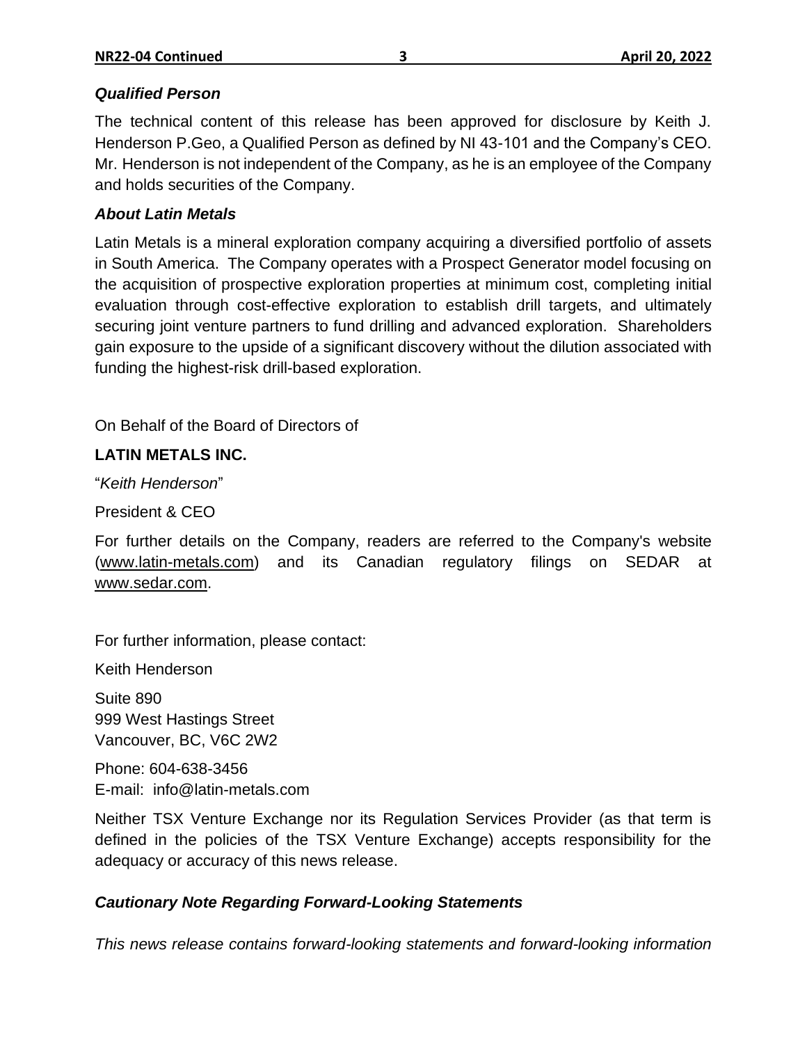### *Qualified Person*

The technical content of this release has been approved for disclosure by Keith J. Henderson P.Geo, a Qualified Person as defined by NI 43-101 and the Company's CEO. Mr. Henderson is not independent of the Company, as he is an employee of the Company and holds securities of the Company.

### *About Latin Metals*

Latin Metals is a mineral exploration company acquiring a diversified portfolio of assets in South America. The Company operates with a Prospect Generator model focusing on the acquisition of prospective exploration properties at minimum cost, completing initial evaluation through cost-effective exploration to establish drill targets, and ultimately securing joint venture partners to fund drilling and advanced exploration. Shareholders gain exposure to the upside of a significant discovery without the dilution associated with funding the highest-risk drill-based exploration.

On Behalf of the Board of Directors of

**LATIN METALS INC.**

"*Keith Henderson*"

President & CEO

For further details on the Company, readers are referred to the Company's website (www.latin-metals.com) and its Canadian regulatory filings on SEDAR at www.sedar.com.

For further information, please contact:

Keith Henderson

Suite 890
999 West Hastings Street
Vancouver, BC, V6C 2W2

Phone: 604-638-3456
E-mail: info@latin-metals.com

Neither TSX Venture Exchange nor its Regulation Services Provider (as that term is defined in the policies of the TSX Venture Exchange) accepts responsibility for the adequacy or accuracy of this news release.

### *Cautionary Note Regarding Forward-Looking Statements*

*This news release contains forward-looking statements and forward-looking information*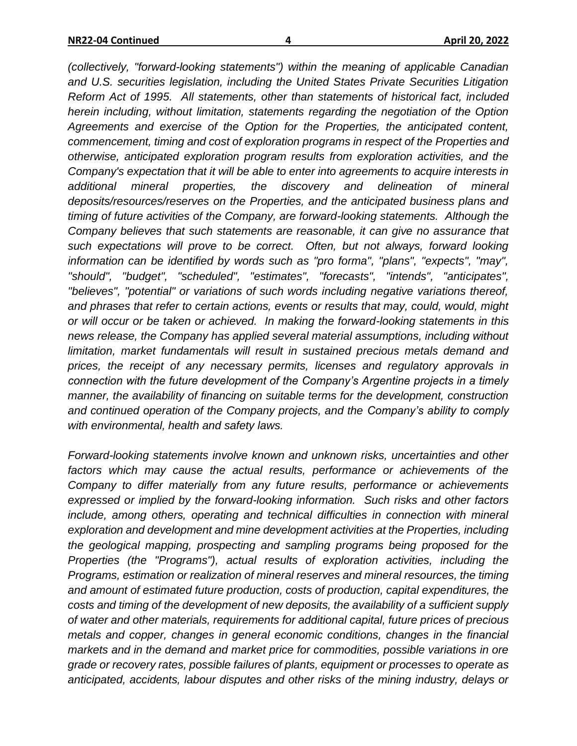*(collectively, "forward-looking statements") within the meaning of applicable Canadian and U.S. securities legislation, including the United States Private Securities Litigation Reform Act of 1995. All statements, other than statements of historical fact, included herein including, without limitation, statements regarding the negotiation of the Option Agreements and exercise of the Option for the Properties, the anticipated content, commencement, timing and cost of exploration programs in respect of the Properties and otherwise, anticipated exploration program results from exploration activities, and the Company's expectation that it will be able to enter into agreements to acquire interests in additional mineral properties, the discovery and delineation of mineral deposits/resources/reserves on the Properties, and the anticipated business plans and timing of future activities of the Company, are forward-looking statements. Although the Company believes that such statements are reasonable, it can give no assurance that such expectations will prove to be correct. Often, but not always, forward looking information can be identified by words such as "pro forma", "plans", "expects", "may", "should", "budget", "scheduled", "estimates", "forecasts", "intends", "anticipates", "believes", "potential" or variations of such words including negative variations thereof, and phrases that refer to certain actions, events or results that may, could, would, might or will occur or be taken or achieved. In making the forward-looking statements in this news release, the Company has applied several material assumptions, including without limitation, market fundamentals will result in sustained precious metals demand and prices, the receipt of any necessary permits, licenses and regulatory approvals in connection with the future development of the Company's Argentine projects in a timely manner, the availability of financing on suitable terms for the development, construction and continued operation of the Company projects, and the Company's ability to comply with environmental, health and safety laws.*

*Forward-looking statements involve known and unknown risks, uncertainties and other factors which may cause the actual results, performance or achievements of the Company to differ materially from any future results, performance or achievements expressed or implied by the forward-looking information. Such risks and other factors include, among others, operating and technical difficulties in connection with mineral exploration and development and mine development activities at the Properties, including the geological mapping, prospecting and sampling programs being proposed for the Properties (the "Programs"), actual results of exploration activities, including the Programs, estimation or realization of mineral reserves and mineral resources, the timing and amount of estimated future production, costs of production, capital expenditures, the costs and timing of the development of new deposits, the availability of a sufficient supply of water and other materials, requirements for additional capital, future prices of precious metals and copper, changes in general economic conditions, changes in the financial markets and in the demand and market price for commodities, possible variations in ore grade or recovery rates, possible failures of plants, equipment or processes to operate as anticipated, accidents, labour disputes and other risks of the mining industry, delays or*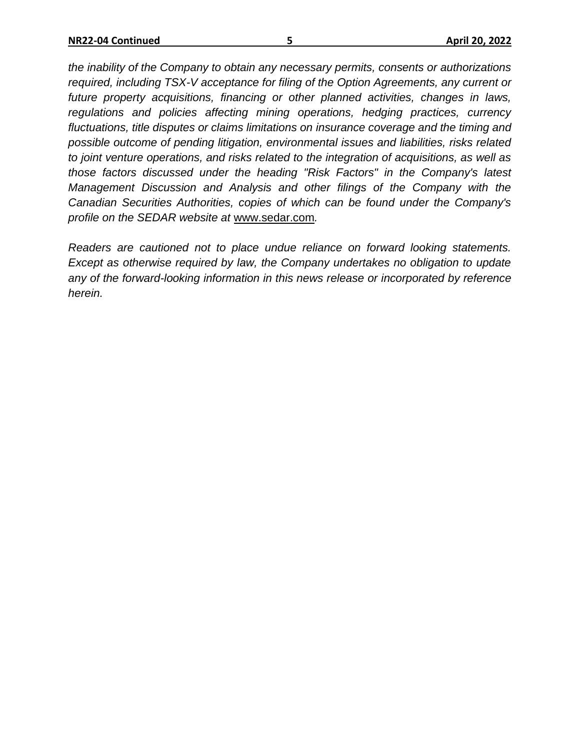*the inability of the Company to obtain any necessary permits, consents or authorizations required, including TSX-V acceptance for filing of the Option Agreements, any current or future property acquisitions, financing or other planned activities, changes in laws, regulations and policies affecting mining operations, hedging practices, currency fluctuations, title disputes or claims limitations on insurance coverage and the timing and possible outcome of pending litigation, environmental issues and liabilities, risks related to joint venture operations, and risks related to the integration of acquisitions, as well as those factors discussed under the heading "Risk Factors" in the Company's latest Management Discussion and Analysis and other filings of the Company with the Canadian Securities Authorities, copies of which can be found under the Company's profile on the SEDAR website at* www.sedar.com*.*

*Readers are cautioned not to place undue reliance on forward looking statements. Except as otherwise required by law, the Company undertakes no obligation to update any of the forward-looking information in this news release or incorporated by reference herein.*